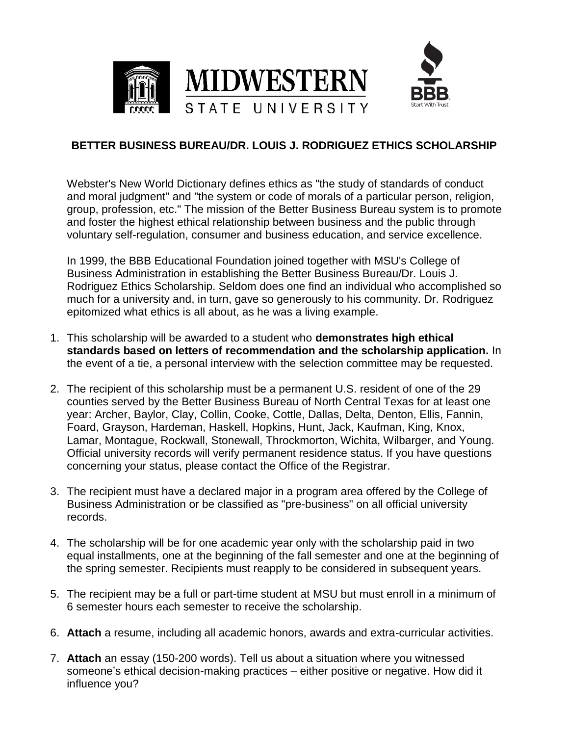MIDWESTERN STATE UNIVERSITY

BBB Start With Trust

## BETTER BUSINESS BUREAU/DR. LOUIS J. RODRIGUEZ ETHICS SCHOLARSHIP

Webster's New World Dictionary defines ethics as "the study of standards of conduct and moral judgment" and "the system or code of morals of a particular person, religion, group, profession, etc." The mission of the Better Business Bureau system is to promote and foster the highest ethical relationship between business and the public through voluntary self-regulation, consumer and business education, and service excellence.

In 1999, the BBB Educational Foundation joined together with MSU's College of Business Administration in establishing the Better Business Bureau/Dr. Louis J. Rodriguez Ethics Scholarship. Seldom does one find an individual who accomplished so much for a university and, in turn, gave so generously to his community. Dr. Rodriguez epitomized what ethics is all about, as he was a living example.

1. This scholarship will be awarded to a student who **demonstrates high ethical standards based on letters of recommendation and the scholarship application.** In the event of a tie, a personal interview with the selection committee may be requested.

2. The recipient of this scholarship must be a permanent U.S. resident of one of the 29 counties served by the Better Business Bureau of North Central Texas for at least one year: Archer, Baylor, Clay, Collin, Cooke, Cottle, Dallas, Delta, Denton, Ellis, Fannin, Foard, Grayson, Hardeman, Haskell, Hopkins, Hunt, Jack, Kaufman, King, Knox, Lamar, Montague, Rockwall, Stonewall, Throckmorton, Wichita, Wilbarger, and Young. Official university records will verify permanent residence status. If you have questions concerning your status, please contact the Office of the Registrar.

3. The recipient must have a declared major in a program area offered by the College of Business Administration or be classified as "pre-business" on all official university records.

4. The scholarship will be for one academic year only with the scholarship paid in two equal installments, one at the beginning of the fall semester and one at the beginning of the spring semester. Recipients must reapply to be considered in subsequent years.

5. The recipient may be a full or part-time student at MSU but must enroll in a minimum of 6 semester hours each semester to receive the scholarship.

6. **Attach** a resume, including all academic honors, awards and extra-curricular activities.

7. **Attach** an essay (150-200 words). Tell us about a situation where you witnessed someone's ethical decision-making practices – either positive or negative. How did it influence you?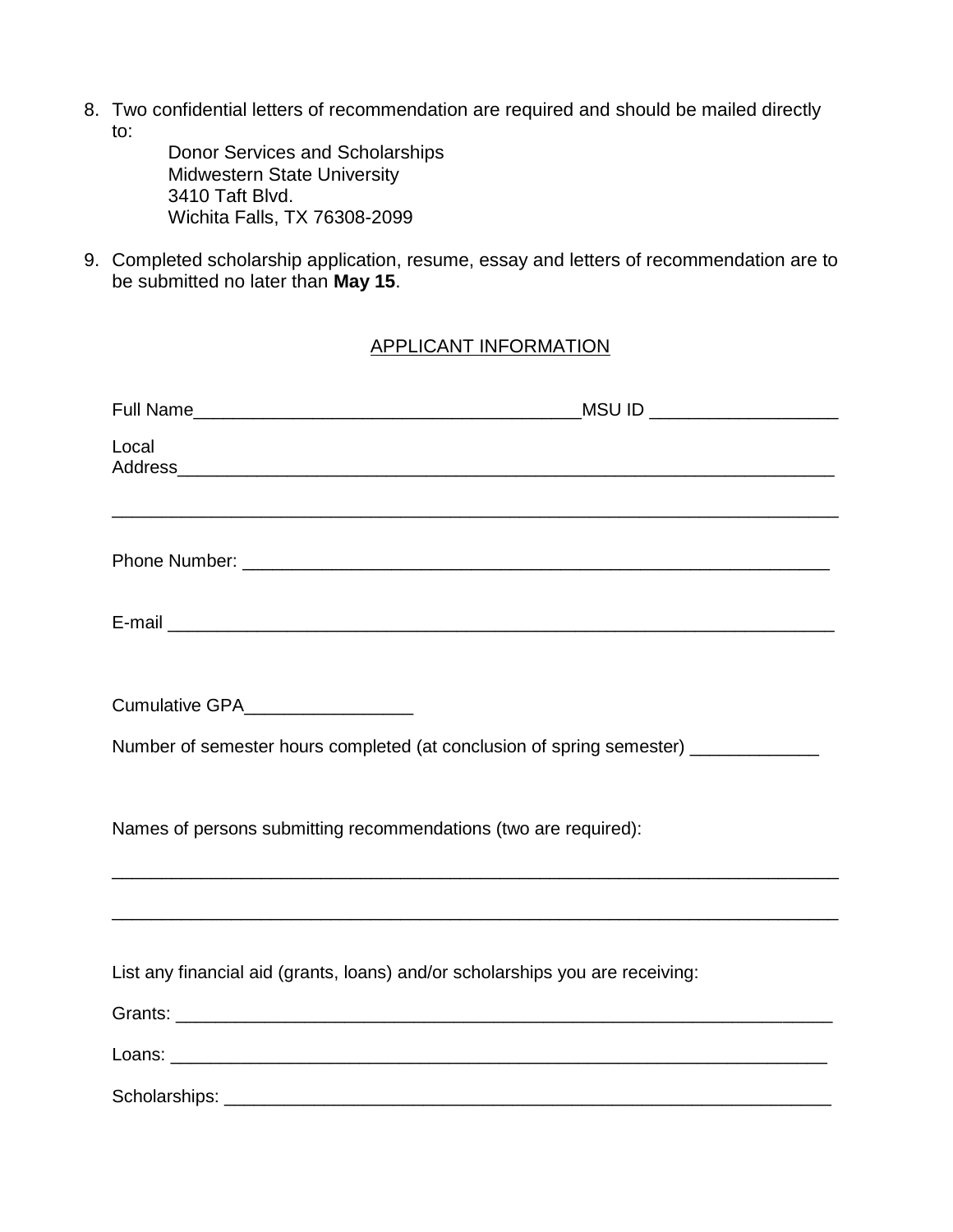8. Two confidential letters of recommendation are required and should be mailed directly to:

   Donor Services and Scholarships
   Midwestern State University
   3410 Taft Blvd.
   Wichita Falls, TX 76308-2099

9. Completed scholarship application, resume, essay and letters of recommendation are to be submitted no later than **May 15**.

## APPLICANT INFORMATION

Full Name_______________________________________MSU ID ___________________

Local Address_______________________________________________________________

_______________________________________________________________________

Phone Number: ____________________________________________________________

E-mail ___________________________________________________________________

Cumulative GPA_________________

Number of semester hours completed (at conclusion of spring semester) _____________

Names of persons submitting recommendations (two are required):

_______________________________________________________________________

_______________________________________________________________________

List any financial aid (grants, loans) and/or scholarships you are receiving:

Grants: __________________________________________________________________

Loans: __________________________________________________________________

Scholarships: _____________________________________________________________